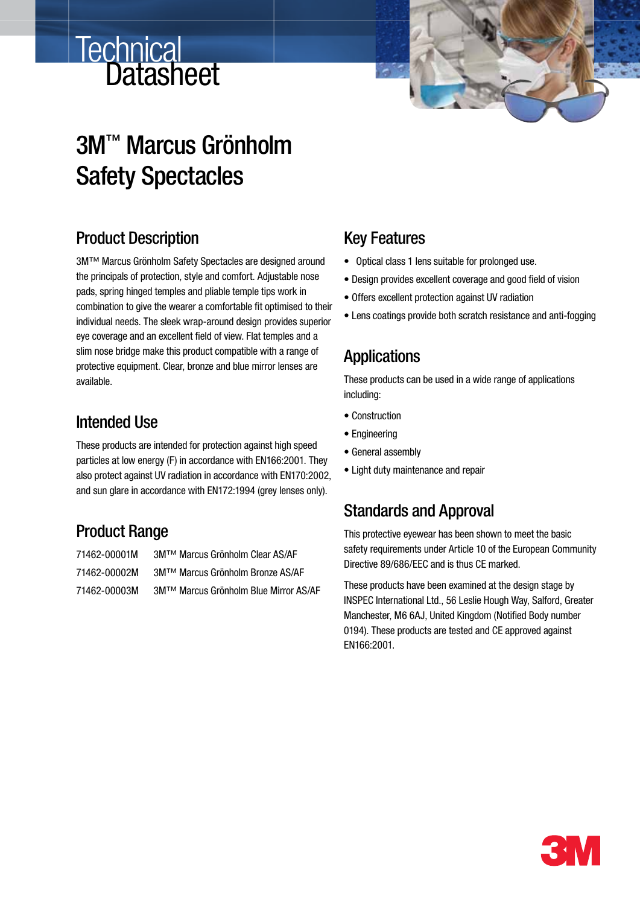# Technical Datasheet

# 3M™ Marcus Grönholm Safety Spectacles

## Product Description

3M™ Marcus Grönholm Safety Spectacles are designed around the principals of protection, style and comfort. Adjustable nose pads, spring hinged temples and pliable temple tips work in combination to give the wearer a comfortable fit optimised to their individual needs. The sleek wrap-around design provides superior eye coverage and an excellent field of view. Flat temples and a slim nose bridge make this product compatible with a range of protective equipment. Clear, bronze and blue mirror lenses are available.

## Intended Use

These products are intended for protection against high speed particles at low energy (F) in accordance with EN166:2001. They also protect against UV radiation in accordance with EN170:2002, and sun glare in accordance with EN172:1994 (grey lenses only).

## Product Range

| | |
|---|---|
| 71462-00001M | 3M™ Marcus Grönholm Clear AS/AF |
| 71462-00002M | 3M™ Marcus Grönholm Bronze AS/AF |
| 71462-00003M | 3M™ Marcus Grönholm Blue Mirror AS/AF |

## Key Features

- Optical class 1 lens suitable for prolonged use.
- Design provides excellent coverage and good field of vision
- Offers excellent protection against UV radiation
- Lens coatings provide both scratch resistance and anti-fogging

## Applications

These products can be used in a wide range of applications including:

- Construction
- Engineering
- General assembly
- Light duty maintenance and repair

## Standards and Approval

This protective eyewear has been shown to meet the basic safety requirements under Article 10 of the European Community Directive 89/686/EEC and is thus CE marked.

These products have been examined at the design stage by INSPEC International Ltd., 56 Leslie Hough Way, Salford, Greater Manchester, M6 6AJ, United Kingdom (Notified Body number 0194). These products are tested and CE approved against EN166:2001.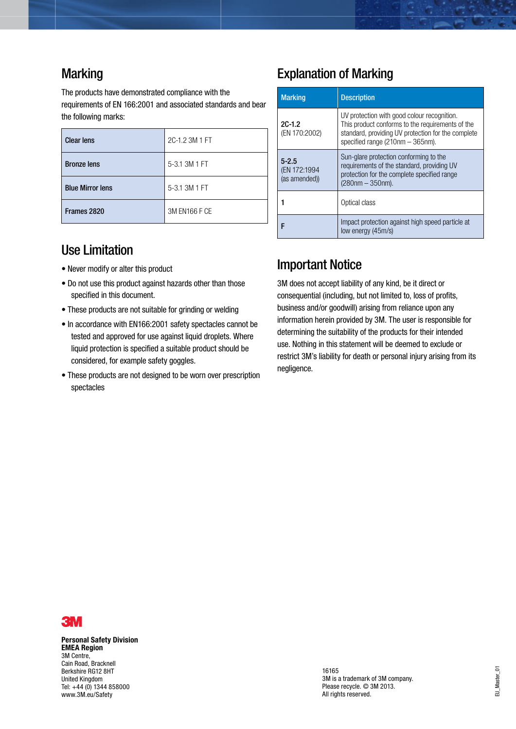## Marking

The products have demonstrated compliance with the requirements of EN 166:2001 and associated standards and bear the following marks:

| | |
|---|---|
| **Clear lens** | 2C-1.2 3M 1 FT |
| **Bronze lens** | 5-3.1 3M 1 FT |
| **Blue Mirror lens** | 5-3.1 3M 1 FT |
| **Frames 2820** | 3M EN166 F CE |

## Use Limitation

- Never modify or alter this product
- Do not use this product against hazards other than those specified in this document.
- These products are not suitable for grinding or welding
- In accordance with EN166:2001 safety spectacles cannot be tested and approved for use against liquid droplets. Where liquid protection is specified a suitable product should be considered, for example safety goggles.
- These products are not designed to be worn over prescription spectacles

## Explanation of Marking

| Marking | Description |
|---|---|
| **2C-1.2** (EN 170:2002) | UV protection with good colour recognition. This product conforms to the requirements of the standard, providing UV protection for the complete specified range (210nm – 365nm). |
| **5-2.5** (EN 172:1994 (as amended)) | Sun-glare protection conforming to the requirements of the standard, providing UV protection for the complete specified range (280nm – 350nm). |
| **1** | Optical class |
| **F** | Impact protection against high speed particle at low energy (45m/s) |

## Important Notice

3M does not accept liability of any kind, be it direct or consequential (including, but not limited to, loss of profits, business and/or goodwill) arising from reliance upon any information herein provided by 3M. The user is responsible for determining the suitability of the products for their intended use. Nothing in this statement will be deemed to exclude or restrict 3M's liability for death or personal injury arising from its negligence.

3M

**Personal Safety Division**
**EMEA Region**
3M Centre,
Cain Road, Bracknell
Berkshire RG12 8HT
United Kingdom
Tel: +44 (0) 1344 858000
www.3M.eu/Safety

16165
3M is a trademark of 3M company.
Please recycle. © 3M 2013.
All rights reserved.

EU_Master_01